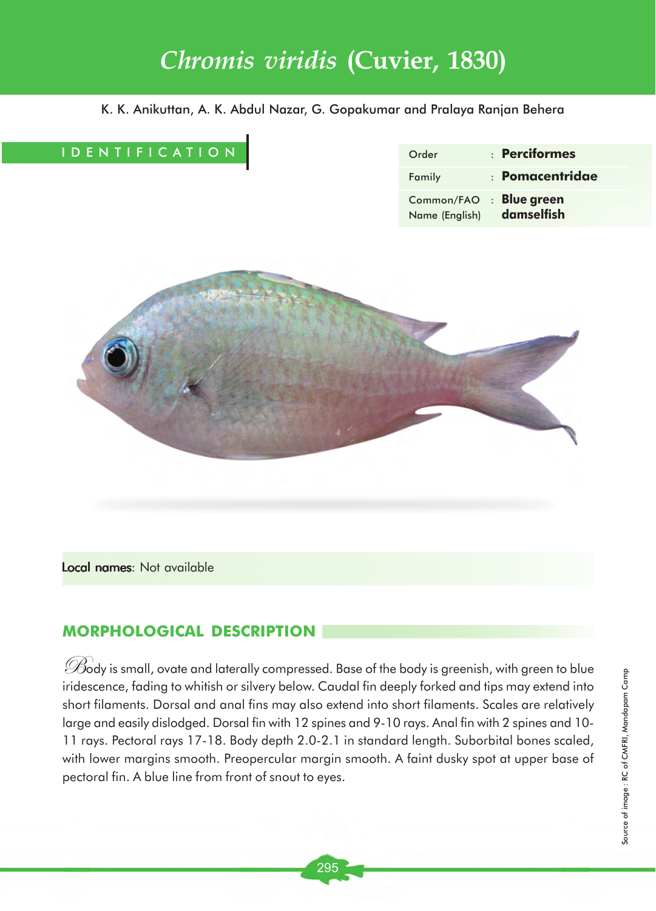# *Chromis viridis* (Cuvier, 1830)

K. K. Anikuttan, A. K. Abdul Nazar, G. Gopakumar and Pralaya Ranjan Behera

## IDENTIFICATION

| | | |
|---|---|---|
| Order | : | **Perciformes** |
| Family | : | **Pomacentridae** |
| Common/FAO Name (English) | : | **Blue green damselfish** |

**Local names**: Not available

## MORPHOLOGICAL DESCRIPTION

Body is small, ovate and laterally compressed. Base of the body is greenish, with green to blue iridescence, fading to whitish or silvery below. Caudal fin deeply forked and tips may extend into short filaments. Dorsal and anal fins may also extend into short filaments. Scales are relatively large and easily dislodged. Dorsal fin with 12 spines and 9-10 rays. Anal fin with 2 spines and 10-11 rays. Pectoral rays 17-18. Body depth 2.0-2.1 in standard length. Suborbital bones scaled, with lower margins smooth. Preopercular margin smooth. A faint dusky spot at upper base of pectoral fin. A blue line from front of snout to eyes.

Source of image : RC of CMFRI, Mandapam Camp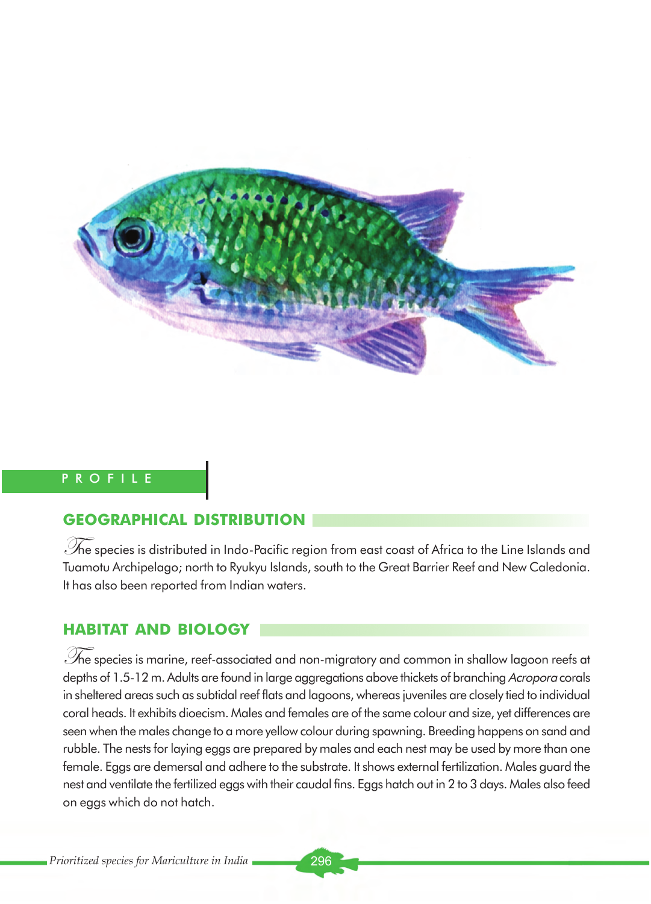PROFILE

## GEOGRAPHICAL DISTRIBUTION

The species is distributed in Indo-Pacific region from east coast of Africa to the Line Islands and Tuamotu Archipelago; north to Ryukyu Islands, south to the Great Barrier Reef and New Caledonia. It has also been reported from Indian waters.

## HABITAT AND BIOLOGY

The species is marine, reef-associated and non-migratory and common in shallow lagoon reefs at depths of 1.5-12 m. Adults are found in large aggregations above thickets of branching *Acropora* corals in sheltered areas such as subtidal reef flats and lagoons, whereas juveniles are closely tied to individual coral heads. It exhibits dioecism. Males and females are of the same colour and size, yet differences are seen when the males change to a more yellow colour during spawning. Breeding happens on sand and rubble. The nests for laying eggs are prepared by males and each nest may be used by more than one female. Eggs are demersal and adhere to the substrate. It shows external fertilization. Males guard the nest and ventilate the fertilized eggs with their caudal fins. Eggs hatch out in 2 to 3 days. Males also feed on eggs which do not hatch.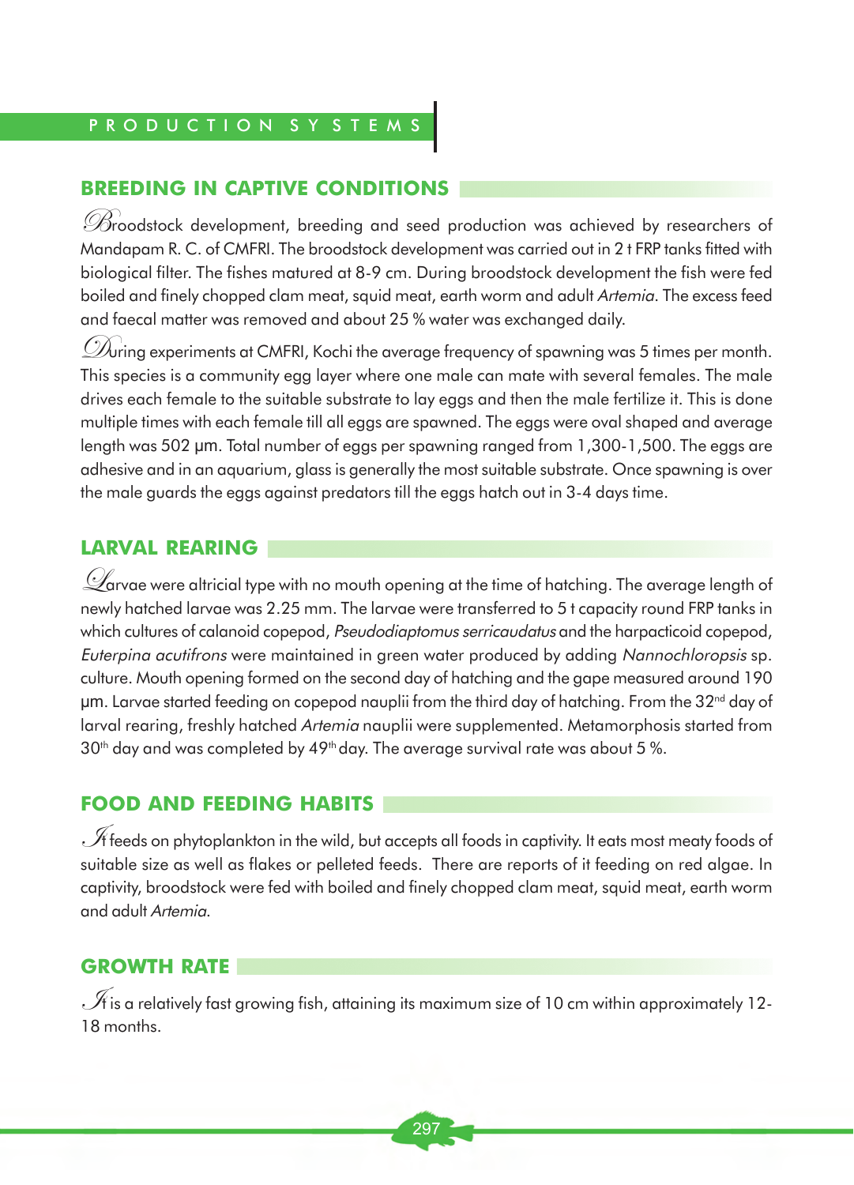## BREEDING IN CAPTIVE CONDITIONS

Broodstock development, breeding and seed production was achieved by researchers of Mandapam R. C. of CMFRI. The broodstock development was carried out in 2 t FRP tanks fitted with biological filter. The fishes matured at 8-9 cm. During broodstock development the fish were fed boiled and finely chopped clam meat, squid meat, earth worm and adult *Artemia*. The excess feed and faecal matter was removed and about 25 % water was exchanged daily.

During experiments at CMFRI, Kochi the average frequency of spawning was 5 times per month. This species is a community egg layer where one male can mate with several females. The male drives each female to the suitable substrate to lay eggs and then the male fertilize it. This is done multiple times with each female till all eggs are spawned. The eggs were oval shaped and average length was 502 µm. Total number of eggs per spawning ranged from 1,300-1,500. The eggs are adhesive and in an aquarium, glass is generally the most suitable substrate. Once spawning is over the male guards the eggs against predators till the eggs hatch out in 3-4 days time.

## LARVAL REARING

Larvae were altricial type with no mouth opening at the time of hatching. The average length of newly hatched larvae was 2.25 mm. The larvae were transferred to 5 t capacity round FRP tanks in which cultures of calanoid copepod, *Pseudodiaptomus serricaudatus* and the harpacticoid copepod, *Euterpina acutifrons* were maintained in green water produced by adding *Nannochloropsis* sp. culture. Mouth opening formed on the second day of hatching and the gape measured around 190 µm. Larvae started feeding on copepod nauplii from the third day of hatching. From the 32nd day of larval rearing, freshly hatched *Artemia* nauplii were supplemented. Metamorphosis started from 30th day and was completed by 49th day. The average survival rate was about 5 %.

## FOOD AND FEEDING HABITS

It feeds on phytoplankton in the wild, but accepts all foods in captivity. It eats most meaty foods of suitable size as well as flakes or pelleted feeds. There are reports of it feeding on red algae. In captivity, broodstock were fed with boiled and finely chopped clam meat, squid meat, earth worm and adult *Artemia*.

## GROWTH RATE

It is a relatively fast growing fish, attaining its maximum size of 10 cm within approximately 12-18 months.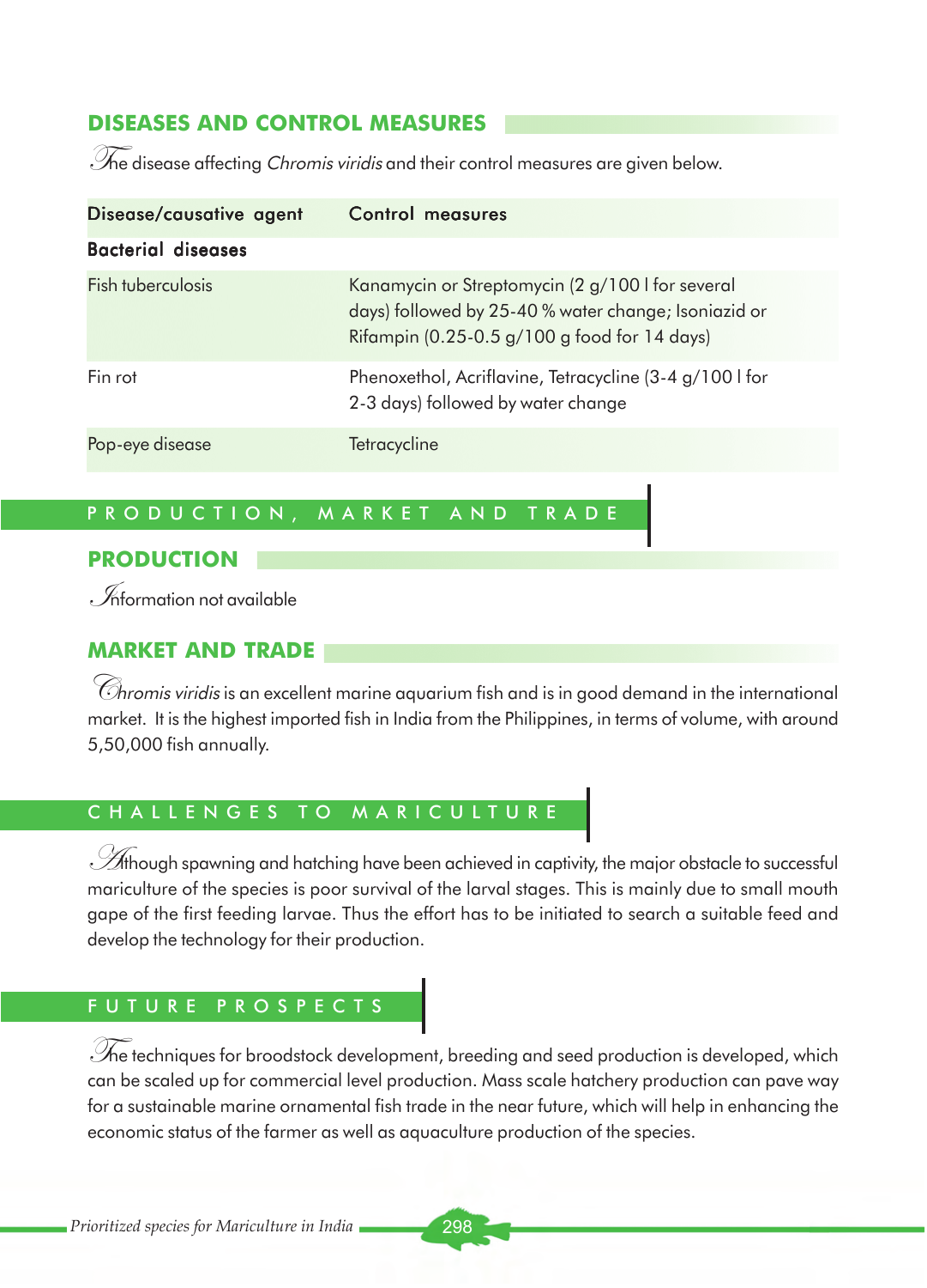## DISEASES AND CONTROL MEASURES

The disease affecting *Chromis viridis* and their control measures are given below.

| Disease/causative agent | Control measures |
|---|---|
| **Bacterial diseases** | |
| Fish tuberculosis | Kanamycin or Streptomycin (2 g/100 l for several days) followed by 25-40 % water change; Isoniazid or Rifampin (0.25-0.5 g/100 g food for 14 days) |
| Fin rot | Phenoxethol, Acriflavine, Tetracycline (3-4 g/100 l for 2-3 days) followed by water change |
| Pop-eye disease | Tetracycline |

# PRODUCTION, MARKET AND TRADE

## PRODUCTION

Information not available

## MARKET AND TRADE

*Chromis viridis* is an excellent marine aquarium fish and is in good demand in the international market. It is the highest imported fish in India from the Philippines, in terms of volume, with around 5,50,000 fish annually.

# CHALLENGES TO MARICULTURE

Although spawning and hatching have been achieved in captivity, the major obstacle to successful mariculture of the species is poor survival of the larval stages. This is mainly due to small mouth gape of the first feeding larvae. Thus the effort has to be initiated to search a suitable feed and develop the technology for their production.

# FUTURE PROSPECTS

The techniques for broodstock development, breeding and seed production is developed, which can be scaled up for commercial level production. Mass scale hatchery production can pave way for a sustainable marine ornamental fish trade in the near future, which will help in enhancing the economic status of the farmer as well as aquaculture production of the species.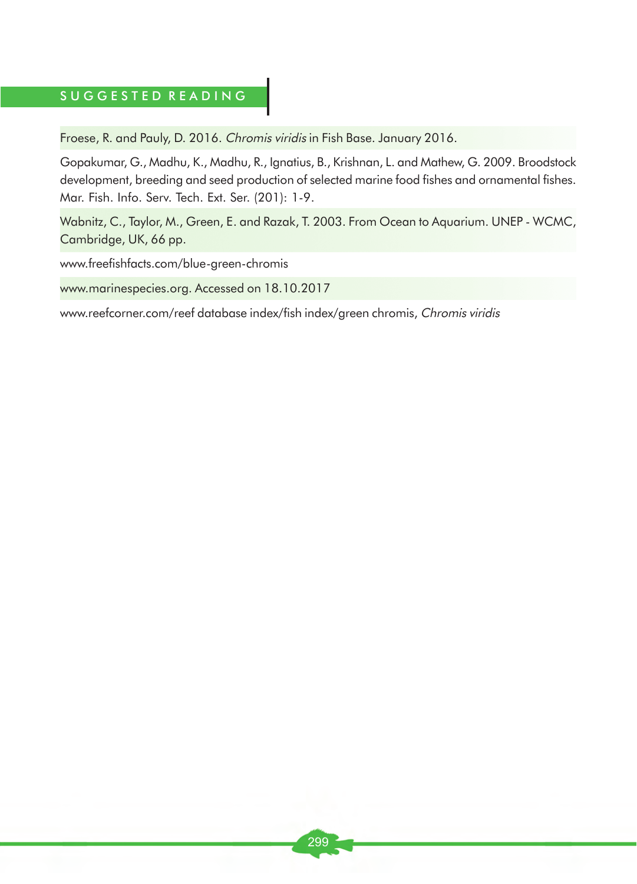## SUGGESTED READING

Froese, R. and Pauly, D. 2016. *Chromis viridis* in Fish Base. January 2016.

Gopakumar, G., Madhu, K., Madhu, R., Ignatius, B., Krishnan, L. and Mathew, G. 2009. Broodstock development, breeding and seed production of selected marine food fishes and ornamental fishes. Mar. Fish. Info. Serv. Tech. Ext. Ser. (201): 1-9.

Wabnitz, C., Taylor, M., Green, E. and Razak, T. 2003. From Ocean to Aquarium. UNEP - WCMC, Cambridge, UK, 66 pp.

www.freefishfacts.com/blue-green-chromis

www.marinespecies.org. Accessed on 18.10.2017

www.reefcorner.com/reef database index/fish index/green chromis, *Chromis viridis*